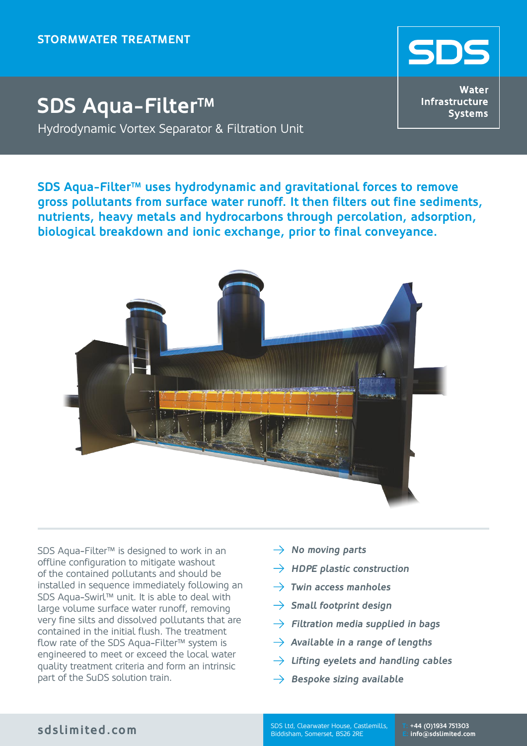STORMWATER TREATMENT

SDS

Water Infrastructure Systems

# SDS Aqua-Filter™

Hydrodynamic Vortex Separator & Filtration Unit

**SDS Aqua-Filter™ uses hydrodynamic and gravitational forces to remove gross pollutants from surface water runoff. It then filters out fine sediments, nutrients, heavy metals and hydrocarbons through percolation, adsorption, biological breakdown and ionic exchange, prior to final conveyance.**

SDS Aqua-Filter™ is designed to work in an offline configuration to mitigate washout of the contained pollutants and should be installed in sequence immediately following an SDS Aqua-Swirl™ unit. It is able to deal with large volume surface water runoff, removing very fine silts and dissolved pollutants that are contained in the initial flush. The treatment flow rate of the SDS Aqua-Filter™ system is engineered to meet or exceed the local water quality treatment criteria and form an intrinsic part of the SuDS solution train.

- ***No moving parts***
- ***HDPE plastic construction***
- ***Twin access manholes***
- ***Small footprint design***
- ***Filtration media supplied in bags***
- ***Available in a range of lengths***
- ***Lifting eyelets and handling cables***
- ***Bespoke sizing available***

sdslimited.com

SDS Ltd, Clearwater House, Castlemills, Biddisham, Somerset, BS26 2RE

T: +44 (0)1934 751303
E: info@sdslimited.com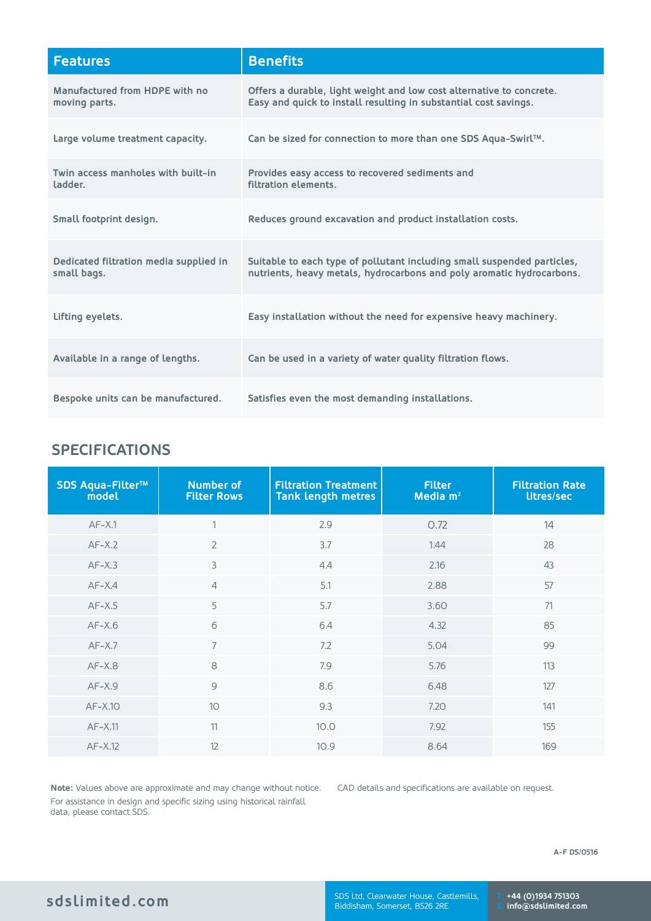| Features | Benefits |
|---|---|
| Manufactured from HDPE with no moving parts. | Offers a durable, light weight and low cost alternative to concrete. Easy and quick to install resulting in substantial cost savings. |
| Large volume treatment capacity. | Can be sized for connection to more than one SDS Aqua-Swirl™. |
| Twin access manholes with built-in ladder. | Provides easy access to recovered sediments and filtration elements. |
| Small footprint design. | Reduces ground excavation and product installation costs. |
| Dedicated filtration media supplied in small bags. | Suitable to each type of pollutant including small suspended particles, nutrients, heavy metals, hydrocarbons and poly aromatic hydrocarbons. |
| Lifting eyelets. | Easy installation without the need for expensive heavy machinery. |
| Available in a range of lengths. | Can be used in a variety of water quality filtration flows. |
| Bespoke units can be manufactured. | Satisfies even the most demanding installations. |

## SPECIFICATIONS

| SDS Aqua-Filter™ model | Number of Filter Rows | Filtration Treatment Tank length metres | Filter Media $m^2$ | Filtration Rate litres/sec |
|---|---|---|---|---|
| AF-X.1 | 1 | 2.9 | 0.72 | 14 |
| AF-X.2 | 2 | 3.7 | 1.44 | 28 |
| AF-X.3 | 3 | 4.4 | 2.16 | 43 |
| AF-X.4 | 4 | 5.1 | 2.88 | 57 |
| AF-X.5 | 5 | 5.7 | 3.60 | 71 |
| AF-X.6 | 6 | 6.4 | 4.32 | 85 |
| AF-X.7 | 7 | 7.2 | 5.04 | 99 |
| AF-X.8 | 8 | 7.9 | 5.76 | 113 |
| AF-X.9 | 9 | 8.6 | 6.48 | 127 |
| AF-X.10 | 10 | 9.3 | 7.20 | 141 |
| AF-X.11 | 11 | 10.0 | 7.92 | 155 |
| AF-X.12 | 12 | 10.9 | 8.64 | 169 |

**Note:** Values above are approximate and may change without notice.
For assistance in design and specific sizing using historical rainfall data, please contact SDS.

CAD details and specifications are available on request.

A-F DS/0516

sdslimited.com

SDS Ltd, Clearwater House, Castlemills, Biddisham, Somerset, BS26 2RE

T: +44 (0)1934 751303
E: info@sdslimited.com